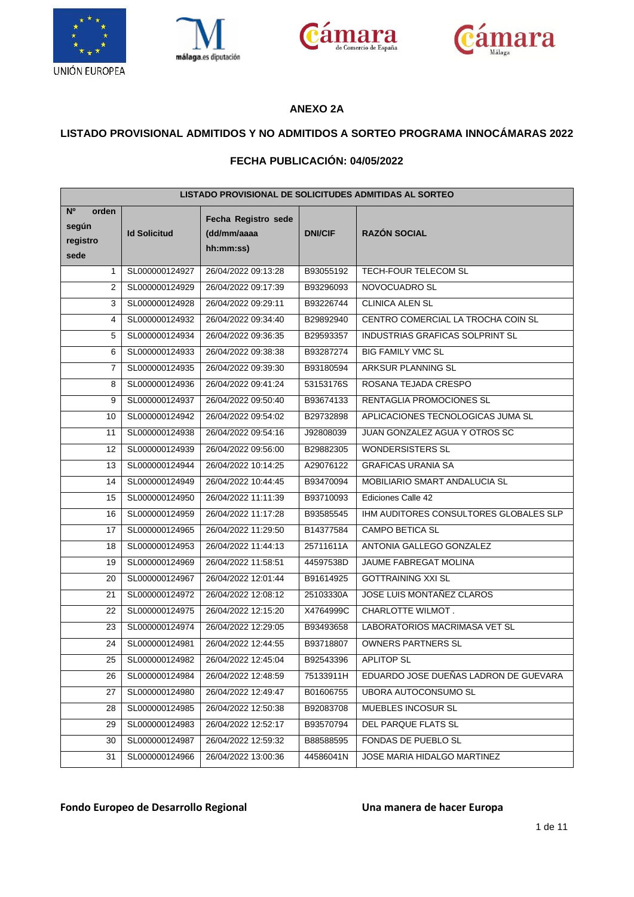**ANEXO 2A**

**LISTADO PROVISIONAL ADMITIDOS Y NO ADMITIDOS A SORTEO PROGRAMA INNOCÁMARAS 2022**

**FECHA PUBLICACIÓN: 04/05/2022**

| LISTADO PROVISIONAL DE SOLICITUDES ADMITIDAS AL SORTEO | | | | |
|---|---|---|---|---|
| **Nº orden según registro sede** | **Id Solicitud** | **Fecha Registro sede (dd/mm/aaaa hh:mm:ss)** | **DNI/CIF** | **RAZÓN SOCIAL** |
| 1 | SL000000124927 | 26/04/2022 09:13:28 | B93055192 | TECH-FOUR TELECOM SL |
| 2 | SL000000124929 | 26/04/2022 09:17:39 | B93296093 | NOVOCUADRO SL |
| 3 | SL000000124928 | 26/04/2022 09:29:11 | B93226744 | CLINICA ALEN SL |
| 4 | SL000000124932 | 26/04/2022 09:34:40 | B29892940 | CENTRO COMERCIAL LA TROCHA COIN SL |
| 5 | SL000000124934 | 26/04/2022 09:36:35 | B29593357 | INDUSTRIAS GRAFICAS SOLPRINT SL |
| 6 | SL000000124933 | 26/04/2022 09:38:38 | B93287274 | BIG FAMILY VMC SL |
| 7 | SL000000124935 | 26/04/2022 09:39:30 | B93180594 | ARKSUR PLANNING SL |
| 8 | SL000000124936 | 26/04/2022 09:41:24 | 53153176S | ROSANA TEJADA CRESPO |
| 9 | SL000000124937 | 26/04/2022 09:50:40 | B93674133 | RENTAGLIA PROMOCIONES SL |
| 10 | SL000000124942 | 26/04/2022 09:54:02 | B29732898 | APLICACIONES TECNOLOGICAS JUMA SL |
| 11 | SL000000124938 | 26/04/2022 09:54:16 | J92808039 | JUAN GONZALEZ AGUA Y OTROS SC |
| 12 | SL000000124939 | 26/04/2022 09:56:00 | B29882305 | WONDERSISTERS SL |
| 13 | SL000000124944 | 26/04/2022 10:14:25 | A29076122 | GRAFICAS URANIA SA |
| 14 | SL000000124949 | 26/04/2022 10:44:45 | B93470094 | MOBILIARIO SMART ANDALUCIA SL |
| 15 | SL000000124950 | 26/04/2022 11:11:39 | B93710093 | Ediciones Calle 42 |
| 16 | SL000000124959 | 26/04/2022 11:17:28 | B93585545 | IHM AUDITORES CONSULTORES GLOBALES SLP |
| 17 | SL000000124965 | 26/04/2022 11:29:50 | B14377584 | CAMPO BETICA SL |
| 18 | SL000000124953 | 26/04/2022 11:44:13 | 25711611A | ANTONIA GALLEGO GONZALEZ |
| 19 | SL000000124969 | 26/04/2022 11:58:51 | 44597538D | JAUME FABREGAT MOLINA |
| 20 | SL000000124967 | 26/04/2022 12:01:44 | B91614925 | GOTTRAINING XXI SL |
| 21 | SL000000124972 | 26/04/2022 12:08:12 | 25103330A | JOSE LUIS MONTAÑEZ CLAROS |
| 22 | SL000000124975 | 26/04/2022 12:15:20 | X4764999C | CHARLOTTE WILMOT . |
| 23 | SL000000124974 | 26/04/2022 12:29:05 | B93493658 | LABORATORIOS MACRIMASA VET SL |
| 24 | SL000000124981 | 26/04/2022 12:44:55 | B93718807 | OWNERS PARTNERS SL |
| 25 | SL000000124982 | 26/04/2022 12:45:04 | B92543396 | APLITOP SL |
| 26 | SL000000124984 | 26/04/2022 12:48:59 | 75133911H | EDUARDO JOSE DUEÑAS LADRON DE GUEVARA |
| 27 | SL000000124980 | 26/04/2022 12:49:47 | B01606755 | UBORA AUTOCONSUMO SL |
| 28 | SL000000124985 | 26/04/2022 12:50:38 | B92083708 | MUEBLES INCOSUR SL |
| 29 | SL000000124983 | 26/04/2022 12:52:17 | B93570794 | DEL PARQUE FLATS SL |
| 30 | SL000000124987 | 26/04/2022 12:59:32 | B88588595 | FONDAS DE PUEBLO SL |
| 31 | SL000000124966 | 26/04/2022 13:00:36 | 44586041N | JOSE MARIA HIDALGO MARTINEZ |

**Fondo Europeo de Desarrollo Regional** **Una manera de hacer Europa**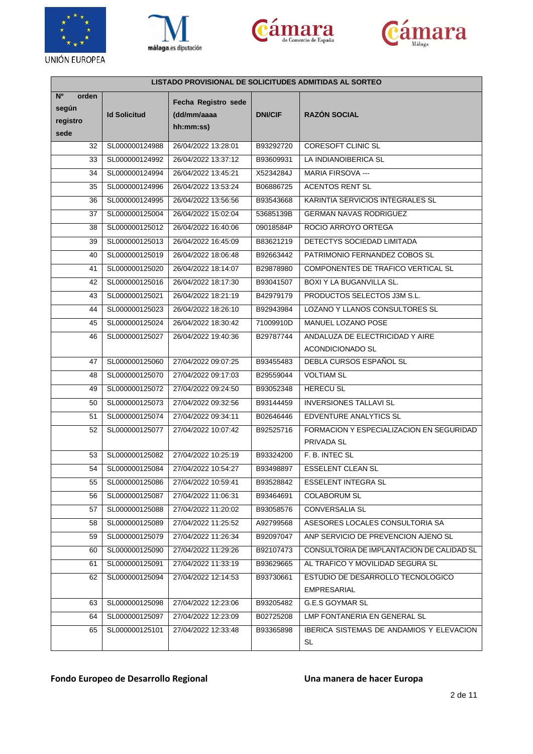| LISTADO PROVISIONAL DE SOLICITUDES ADMITIDAS AL SORTEO | | | | |
|---|---|---|---|---|
| Nº orden según registro sede | Id Solicitud | Fecha Registro sede (dd/mm/aaaa hh:mm:ss) | DNI/CIF | RAZÓN SOCIAL |
| 32 | SL000000124988 | 26/04/2022 13:28:01 | B93292720 | CORESOFT CLINIC SL |
| 33 | SL000000124992 | 26/04/2022 13:37:12 | B93609931 | LA INDIANOIBERICA SL |
| 34 | SL000000124994 | 26/04/2022 13:45:21 | X5234284J | MARIA FIRSOVA --- |
| 35 | SL000000124996 | 26/04/2022 13:53:24 | B06886725 | ACENTOS RENT SL |
| 36 | SL000000124995 | 26/04/2022 13:56:56 | B93543668 | KARINTIA SERVICIOS INTEGRALES SL |
| 37 | SL000000125004 | 26/04/2022 15:02:04 | 53685139B | GERMAN NAVAS RODRIGUEZ |
| 38 | SL000000125012 | 26/04/2022 16:40:06 | 09018584P | ROCIO ARROYO ORTEGA |
| 39 | SL000000125013 | 26/04/2022 16:45:09 | B83621219 | DETECTYS SOCIEDAD LIMITADA |
| 40 | SL000000125019 | 26/04/2022 18:06:48 | B92663442 | PATRIMONIO FERNANDEZ COBOS SL |
| 41 | SL000000125020 | 26/04/2022 18:14:07 | B29878980 | COMPONENTES DE TRAFICO VERTICAL SL |
| 42 | SL000000125016 | 26/04/2022 18:17:30 | B93041507 | BOXI Y LA BUGANVILLA SL. |
| 43 | SL000000125021 | 26/04/2022 18:21:19 | B42979179 | PRODUCTOS SELECTOS J3M S.L. |
| 44 | SL000000125023 | 26/04/2022 18:26:10 | B92943984 | LOZANO Y LLANOS CONSULTORES SL |
| 45 | SL000000125024 | 26/04/2022 18:30:42 | 71009910D | MANUEL LOZANO POSE |
| 46 | SL000000125027 | 26/04/2022 19:40:36 | B29787744 | ANDALUZA DE ELECTRICIDAD Y AIRE ACONDICIONADO SL |
| 47 | SL000000125060 | 27/04/2022 09:07:25 | B93455483 | DEBLA CURSOS ESPAÑOL SL |
| 48 | SL000000125070 | 27/04/2022 09:17:03 | B29559044 | VOLTIAM SL |
| 49 | SL000000125072 | 27/04/2022 09:24:50 | B93052348 | HERECU SL |
| 50 | SL000000125073 | 27/04/2022 09:32:56 | B93144459 | INVERSIONES TALLAVI SL |
| 51 | SL000000125074 | 27/04/2022 09:34:11 | B02646446 | EDVENTURE ANALYTICS SL |
| 52 | SL000000125077 | 27/04/2022 10:07:42 | B92525716 | FORMACION Y ESPECIALIZACION EN SEGURIDAD PRIVADA SL |
| 53 | SL000000125082 | 27/04/2022 10:25:19 | B93324200 | F. B. INTEC SL |
| 54 | SL000000125084 | 27/04/2022 10:54:27 | B93498897 | ESSELENT CLEAN SL |
| 55 | SL000000125086 | 27/04/2022 10:59:41 | B93528842 | ESSELENT INTEGRA SL |
| 56 | SL000000125087 | 27/04/2022 11:06:31 | B93464691 | COLABORUM SL |
| 57 | SL000000125088 | 27/04/2022 11:20:02 | B93058576 | CONVERSALIA SL |
| 58 | SL000000125089 | 27/04/2022 11:25:52 | A92799568 | ASESORES LOCALES CONSULTORIA SA |
| 59 | SL000000125079 | 27/04/2022 11:26:34 | B92097047 | ANP SERVICIO DE PREVENCION AJENO SL |
| 60 | SL000000125090 | 27/04/2022 11:29:26 | B92107473 | CONSULTORIA DE IMPLANTACION DE CALIDAD SL |
| 61 | SL000000125091 | 27/04/2022 11:33:19 | B93629665 | AL TRAFICO Y MOVILIDAD SEGURA SL |
| 62 | SL000000125094 | 27/04/2022 12:14:53 | B93730661 | ESTUDIO DE DESARROLLO TECNOLOGICO EMPRESARIAL |
| 63 | SL000000125098 | 27/04/2022 12:23:06 | B93205482 | G.E.S GOYMAR SL |
| 64 | SL000000125097 | 27/04/2022 12:23:09 | B02725208 | LMP FONTANERIA EN GENERAL SL |
| 65 | SL000000125101 | 27/04/2022 12:33:48 | B93365898 | IBERICA SISTEMAS DE ANDAMIOS Y ELEVACION SL |

**Fondo Europeo de Desarrollo Regional** **Una manera de hacer Europa**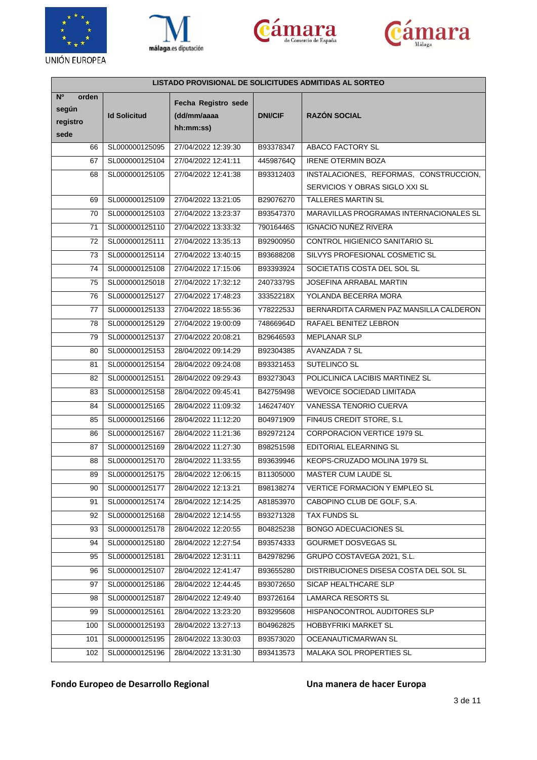| LISTADO PROVISIONAL DE SOLICITUDES ADMITIDAS AL SORTEO | | | | |
|---|---|---|---|---|
| **Nº orden según registro sede** | **Id Solicitud** | **Fecha Registro sede (dd/mm/aaaa hh:mm:ss)** | **DNI/CIF** | **RAZÓN SOCIAL** |
| 66 | SL000000125095 | 27/04/2022 12:39:30 | B93378347 | ABACO FACTORY SL |
| 67 | SL000000125104 | 27/04/2022 12:41:11 | 44598764Q | IRENE OTERMIN BOZA |
| 68 | SL000000125105 | 27/04/2022 12:41:38 | B93312403 | INSTALACIONES, REFORMAS, CONSTRUCCION, SERVICIOS Y OBRAS SIGLO XXI SL |
| 69 | SL000000125109 | 27/04/2022 13:21:05 | B29076270 | TALLERES MARTIN SL |
| 70 | SL000000125103 | 27/04/2022 13:23:37 | B93547370 | MARAVILLAS PROGRAMAS INTERNACIONALES SL |
| 71 | SL000000125110 | 27/04/2022 13:33:32 | 79016446S | IGNACIO NUÑEZ RIVERA |
| 72 | SL000000125111 | 27/04/2022 13:35:13 | B92900950 | CONTROL HIGIENICO SANITARIO SL |
| 73 | SL000000125114 | 27/04/2022 13:40:15 | B93688208 | SILVYS PROFESIONAL COSMETIC SL |
| 74 | SL000000125108 | 27/04/2022 17:15:06 | B93393924 | SOCIETATIS COSTA DEL SOL SL |
| 75 | SL000000125018 | 27/04/2022 17:32:12 | 24073379S | JOSEFINA ARRABAL MARTIN |
| 76 | SL000000125127 | 27/04/2022 17:48:23 | 33352218X | YOLANDA BECERRA MORA |
| 77 | SL000000125133 | 27/04/2022 18:55:36 | Y7822253J | BERNARDITA CARMEN PAZ MANSILLA CALDERON |
| 78 | SL000000125129 | 27/04/2022 19:00:09 | 74866964D | RAFAEL BENITEZ LEBRON |
| 79 | SL000000125137 | 27/04/2022 20:08:21 | B29646593 | MEPLANAR SLP |
| 80 | SL000000125153 | 28/04/2022 09:14:29 | B92304385 | AVANZADA 7 SL |
| 81 | SL000000125154 | 28/04/2022 09:24:08 | B93321453 | SUTELINCO SL |
| 82 | SL000000125151 | 28/04/2022 09:29:43 | B93273043 | POLICLINICA LACIBIS MARTINEZ SL |
| 83 | SL000000125158 | 28/04/2022 09:45:41 | B42759498 | WEVOICE SOCIEDAD LIMITADA |
| 84 | SL000000125165 | 28/04/2022 11:09:32 | 14624740Y | VANESSA TENORIO CUERVA |
| 85 | SL000000125166 | 28/04/2022 11:12:20 | B04971909 | FIN4US CREDIT STORE, S.L |
| 86 | SL000000125167 | 28/04/2022 11:21:36 | B92972124 | CORPORACION VERTICE 1979 SL |
| 87 | SL000000125169 | 28/04/2022 11:27:30 | B98251598 | EDITORIAL ELEARNING SL |
| 88 | SL000000125170 | 28/04/2022 11:33:55 | B93639946 | KEOPS-CRUZADO MOLINA 1979 SL |
| 89 | SL000000125175 | 28/04/2022 12:06:15 | B11305000 | MASTER CUM LAUDE SL |
| 90 | SL000000125177 | 28/04/2022 12:13:21 | B98138274 | VERTICE FORMACION Y EMPLEO SL |
| 91 | SL000000125174 | 28/04/2022 12:14:25 | A81853970 | CABOPINO CLUB DE GOLF, S.A. |
| 92 | SL000000125168 | 28/04/2022 12:14:55 | B93271328 | TAX FUNDS SL |
| 93 | SL000000125178 | 28/04/2022 12:20:55 | B04825238 | BONGO ADECUACIONES SL |
| 94 | SL000000125180 | 28/04/2022 12:27:54 | B93574333 | GOURMET DOSVEGAS SL |
| 95 | SL000000125181 | 28/04/2022 12:31:11 | B42978296 | GRUPO COSTAVEGA 2021, S.L. |
| 96 | SL000000125107 | 28/04/2022 12:41:47 | B93655280 | DISTRIBUCIONES DISESA COSTA DEL SOL SL |
| 97 | SL000000125186 | 28/04/2022 12:44:45 | B93072650 | SICAP HEALTHCARE SLP |
| 98 | SL000000125187 | 28/04/2022 12:49:40 | B93726164 | LAMARCA RESORTS SL |
| 99 | SL000000125161 | 28/04/2022 13:23:20 | B93295608 | HISPANOCONTROL AUDITORES SLP |
| 100 | SL000000125193 | 28/04/2022 13:27:13 | B04962825 | HOBBYFRIKI MARKET SL |
| 101 | SL000000125195 | 28/04/2022 13:30:03 | B93573020 | OCEANAUTICMARWAN SL |
| 102 | SL000000125196 | 28/04/2022 13:31:30 | B93413573 | MALAKA SOL PROPERTIES SL |

**Fondo Europeo de Desarrollo Regional** **Una manera de hacer Europa**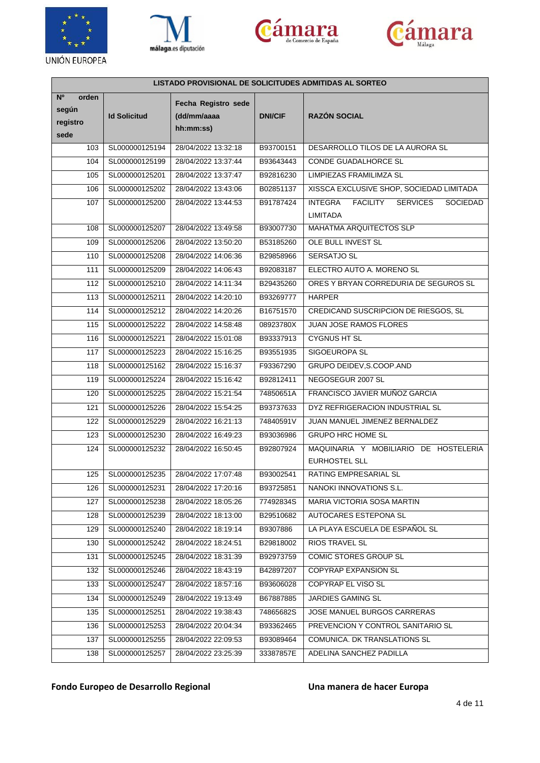| LISTADO PROVISIONAL DE SOLICITUDES ADMITIDAS AL SORTEO | | | | |
|---|---|---|---|---|
| **Nº orden según registro sede** | **Id Solicitud** | **Fecha Registro sede (dd/mm/aaaa hh:mm:ss)** | **DNI/CIF** | **RAZÓN SOCIAL** |
| 103 | SL000000125194 | 28/04/2022 13:32:18 | B93700151 | DESARROLLO TILOS DE LA AURORA SL |
| 104 | SL000000125199 | 28/04/2022 13:37:44 | B93643443 | CONDE GUADALHORCE SL |
| 105 | SL000000125201 | 28/04/2022 13:37:47 | B92816230 | LIMPIEZAS FRAMILIMZA SL |
| 106 | SL000000125202 | 28/04/2022 13:43:06 | B02851137 | XISSCA EXCLUSIVE SHOP, SOCIEDAD LIMITADA |
| 107 | SL000000125200 | 28/04/2022 13:44:53 | B91787424 | INTEGRA FACILITY SERVICES SOCIEDAD LIMITADA |
| 108 | SL000000125207 | 28/04/2022 13:49:58 | B93007730 | MAHATMA ARQUITECTOS SLP |
| 109 | SL000000125206 | 28/04/2022 13:50:20 | B53185260 | OLE BULL INVEST SL |
| 110 | SL000000125208 | 28/04/2022 14:06:36 | B29858966 | SERSATJO SL |
| 111 | SL000000125209 | 28/04/2022 14:06:43 | B92083187 | ELECTRO AUTO A. MORENO SL |
| 112 | SL000000125210 | 28/04/2022 14:11:34 | B29435260 | ORES Y BRYAN CORREDURIA DE SEGUROS SL |
| 113 | SL000000125211 | 28/04/2022 14:20:10 | B93269777 | HARPER |
| 114 | SL000000125212 | 28/04/2022 14:20:26 | B16751570 | CREDICAND SUSCRIPCION DE RIESGOS, SL |
| 115 | SL000000125222 | 28/04/2022 14:58:48 | 08923780X | JUAN JOSE RAMOS FLORES |
| 116 | SL000000125221 | 28/04/2022 15:01:08 | B93337913 | CYGNUS HT SL |
| 117 | SL000000125223 | 28/04/2022 15:16:25 | B93551935 | SIGOEUROPA SL |
| 118 | SL000000125162 | 28/04/2022 15:16:37 | F93367290 | GRUPO DEIDEV,S.COOP.AND |
| 119 | SL000000125224 | 28/04/2022 15:16:42 | B92812411 | NEGOSEGUR 2007 SL |
| 120 | SL000000125225 | 28/04/2022 15:21:54 | 74850651A | FRANCISCO JAVIER MUÑOZ GARCIA |
| 121 | SL000000125226 | 28/04/2022 15:54:25 | B93737633 | DYZ REFRIGERACION INDUSTRIAL SL |
| 122 | SL000000125229 | 28/04/2022 16:21:13 | 74840591V | JUAN MANUEL JIMENEZ BERNALDEZ |
| 123 | SL000000125230 | 28/04/2022 16:49:23 | B93036986 | GRUPO HRC HOME SL |
| 124 | SL000000125232 | 28/04/2022 16:50:45 | B92807924 | MAQUINARIA Y MOBILIARIO DE HOSTELERIA EURHOSTEL SLL |
| 125 | SL000000125235 | 28/04/2022 17:07:48 | B93002541 | RATING EMPRESARIAL SL |
| 126 | SL000000125231 | 28/04/2022 17:20:16 | B93725851 | NANOKI INNOVATIONS S.L. |
| 127 | SL000000125238 | 28/04/2022 18:05:26 | 77492834S | MARIA VICTORIA SOSA MARTIN |
| 128 | SL000000125239 | 28/04/2022 18:13:00 | B29510682 | AUTOCARES ESTEPONA SL |
| 129 | SL000000125240 | 28/04/2022 18:19:14 | B9307886 | LA PLAYA ESCUELA DE ESPAÑOL SL |
| 130 | SL000000125242 | 28/04/2022 18:24:51 | B29818002 | RIOS TRAVEL SL |
| 131 | SL000000125245 | 28/04/2022 18:31:39 | B92973759 | COMIC STORES GROUP SL |
| 132 | SL000000125246 | 28/04/2022 18:43:19 | B42897207 | COPYRAP EXPANSION SL |
| 133 | SL000000125247 | 28/04/2022 18:57:16 | B93606028 | COPYRAP EL VISO SL |
| 134 | SL000000125249 | 28/04/2022 19:13:49 | B67887885 | JARDIES GAMING SL |
| 135 | SL000000125251 | 28/04/2022 19:38:43 | 74865682S | JOSE MANUEL BURGOS CARRERAS |
| 136 | SL000000125253 | 28/04/2022 20:04:34 | B93362465 | PREVENCION Y CONTROL SANITARIO SL |
| 137 | SL000000125255 | 28/04/2022 22:09:53 | B93089464 | COMUNICA. DK TRANSLATIONS SL |
| 138 | SL000000125257 | 28/04/2022 23:25:39 | 33387857E | ADELINA SANCHEZ PADILLA |

**Fondo Europeo de Desarrollo Regional** **Una manera de hacer Europa**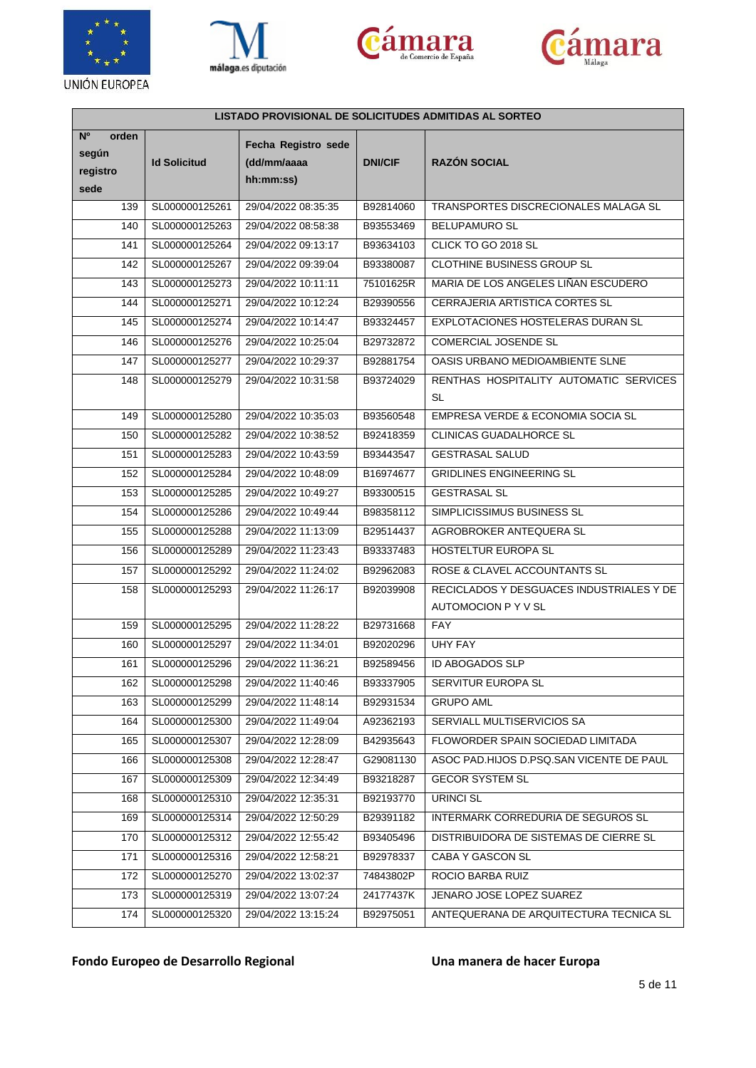| LISTADO PROVISIONAL DE SOLICITUDES ADMITIDAS AL SORTEO | | | | |
|---|---|---|---|---|
| Nº orden según registro sede | Id Solicitud | Fecha Registro sede (dd/mm/aaaa hh:mm:ss) | DNI/CIF | RAZÓN SOCIAL |
| 139 | SL000000125261 | 29/04/2022 08:35:35 | B92814060 | TRANSPORTES DISCRECIONALES MALAGA SL |
| 140 | SL000000125263 | 29/04/2022 08:58:38 | B93553469 | BELUPAMURO SL |
| 141 | SL000000125264 | 29/04/2022 09:13:17 | B93634103 | CLICK TO GO 2018 SL |
| 142 | SL000000125267 | 29/04/2022 09:39:04 | B93380087 | CLOTHINE BUSINESS GROUP SL |
| 143 | SL000000125273 | 29/04/2022 10:11:11 | 75101625R | MARIA DE LOS ANGELES LIÑAN ESCUDERO |
| 144 | SL000000125271 | 29/04/2022 10:12:24 | B29390556 | CERRAJERIA ARTISTICA CORTES SL |
| 145 | SL000000125274 | 29/04/2022 10:14:47 | B93324457 | EXPLOTACIONES HOSTELERAS DURAN SL |
| 146 | SL000000125276 | 29/04/2022 10:25:04 | B29732872 | COMERCIAL JOSENDE SL |
| 147 | SL000000125277 | 29/04/2022 10:29:37 | B92881754 | OASIS URBANO MEDIOAMBIENTE SLNE |
| 148 | SL000000125279 | 29/04/2022 10:31:58 | B93724029 | RENTHAS HOSPITALITY AUTOMATIC SERVICES SL |
| 149 | SL000000125280 | 29/04/2022 10:35:03 | B93560548 | EMPRESA VERDE & ECONOMIA SOCIA SL |
| 150 | SL000000125282 | 29/04/2022 10:38:52 | B92418359 | CLINICAS GUADALHORCE SL |
| 151 | SL000000125283 | 29/04/2022 10:43:59 | B93443547 | GESTRASAL SALUD |
| 152 | SL000000125284 | 29/04/2022 10:48:09 | B16974677 | GRIDLINES ENGINEERING SL |
| 153 | SL000000125285 | 29/04/2022 10:49:27 | B93300515 | GESTRASAL SL |
| 154 | SL000000125286 | 29/04/2022 10:49:44 | B98358112 | SIMPLICISSIMUS BUSINESS SL |
| 155 | SL000000125288 | 29/04/2022 11:13:09 | B29514437 | AGROBROKER ANTEQUERA SL |
| 156 | SL000000125289 | 29/04/2022 11:23:43 | B93337483 | HOSTELTUR EUROPA SL |
| 157 | SL000000125292 | 29/04/2022 11:24:02 | B92962083 | ROSE & CLAVEL ACCOUNTANTS SL |
| 158 | SL000000125293 | 29/04/2022 11:26:17 | B92039908 | RECICLADOS Y DESGUACES INDUSTRIALES Y DE AUTOMOCION P Y V SL |
| 159 | SL000000125295 | 29/04/2022 11:28:22 | B29731668 | FAY |
| 160 | SL000000125297 | 29/04/2022 11:34:01 | B92020296 | UHY FAY |
| 161 | SL000000125296 | 29/04/2022 11:36:21 | B92589456 | ID ABOGADOS SLP |
| 162 | SL000000125298 | 29/04/2022 11:40:46 | B93337905 | SERVITUR EUROPA SL |
| 163 | SL000000125299 | 29/04/2022 11:48:14 | B92931534 | GRUPO AML |
| 164 | SL000000125300 | 29/04/2022 11:49:04 | A92362193 | SERVIALL MULTISERVICIOS SA |
| 165 | SL000000125307 | 29/04/2022 12:28:09 | B42935643 | FLOWORDER SPAIN SOCIEDAD LIMITADA |
| 166 | SL000000125308 | 29/04/2022 12:28:47 | G29081130 | ASOC PAD.HIJOS D.PSQ.SAN VICENTE DE PAUL |
| 167 | SL000000125309 | 29/04/2022 12:34:49 | B93218287 | GECOR SYSTEM SL |
| 168 | SL000000125310 | 29/04/2022 12:35:31 | B92193770 | URINCI SL |
| 169 | SL000000125314 | 29/04/2022 12:50:29 | B29391182 | INTERMARK CORREDURIA DE SEGUROS SL |
| 170 | SL000000125312 | 29/04/2022 12:55:42 | B93405496 | DISTRIBUIDORA DE SISTEMAS DE CIERRE SL |
| 171 | SL000000125316 | 29/04/2022 12:58:21 | B92978337 | CABA Y GASCON SL |
| 172 | SL000000125270 | 29/04/2022 13:02:37 | 74843802P | ROCIO BARBA RUIZ |
| 173 | SL000000125319 | 29/04/2022 13:07:24 | 24177437K | JENARO JOSE LOPEZ SUAREZ |
| 174 | SL000000125320 | 29/04/2022 13:15:24 | B92975051 | ANTEQUERANA DE ARQUITECTURA TECNICA SL |

**Fondo Europeo de Desarrollo Regional** **Una manera de hacer Europa**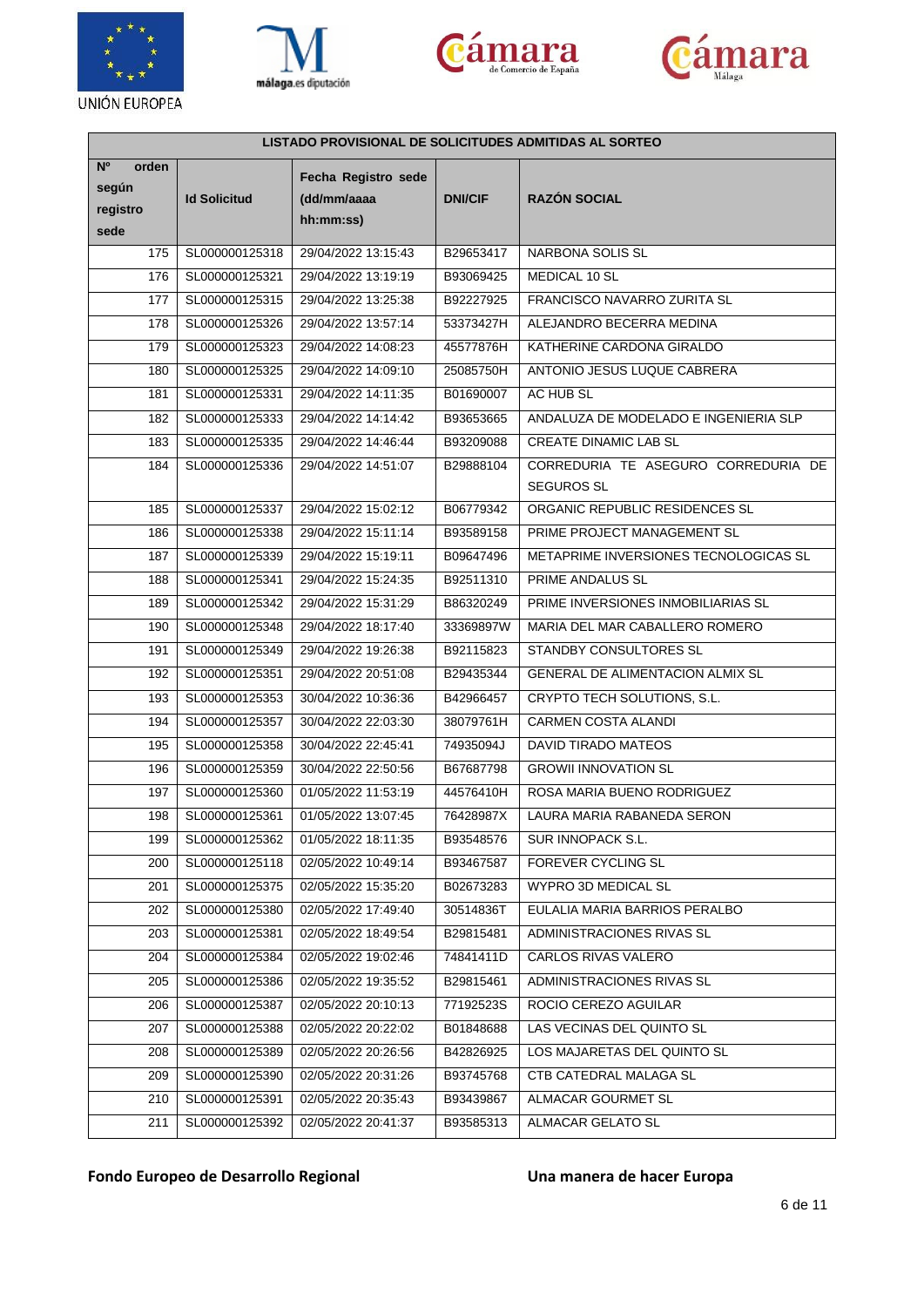| LISTADO PROVISIONAL DE SOLICITUDES ADMITIDAS AL SORTEO | | | | |
|---|---|---|---|---|
| **Nº orden según registro sede** | **Id Solicitud** | **Fecha Registro sede (dd/mm/aaaa hh:mm:ss)** | **DNI/CIF** | **RAZÓN SOCIAL** |
| 175 | SL000000125318 | 29/04/2022 13:15:43 | B29653417 | NARBONA SOLIS SL |
| 176 | SL000000125321 | 29/04/2022 13:19:19 | B93069425 | MEDICAL 10 SL |
| 177 | SL000000125315 | 29/04/2022 13:25:38 | B92227925 | FRANCISCO NAVARRO ZURITA SL |
| 178 | SL000000125326 | 29/04/2022 13:57:14 | 53373427H | ALEJANDRO BECERRA MEDINA |
| 179 | SL000000125323 | 29/04/2022 14:08:23 | 45577876H | KATHERINE CARDONA GIRALDO |
| 180 | SL000000125325 | 29/04/2022 14:09:10 | 25085750H | ANTONIO JESUS LUQUE CABRERA |
| 181 | SL000000125331 | 29/04/2022 14:11:35 | B01690007 | AC HUB SL |
| 182 | SL000000125333 | 29/04/2022 14:14:42 | B93653665 | ANDALUZA DE MODELADO E INGENIERIA SLP |
| 183 | SL000000125335 | 29/04/2022 14:46:44 | B93209088 | CREATE DINAMIC LAB SL |
| 184 | SL000000125336 | 29/04/2022 14:51:07 | B29888104 | CORREDURIA TE ASEGURO CORREDURIA DE SEGUROS SL |
| 185 | SL000000125337 | 29/04/2022 15:02:12 | B06779342 | ORGANIC REPUBLIC RESIDENCES SL |
| 186 | SL000000125338 | 29/04/2022 15:11:14 | B93589158 | PRIME PROJECT MANAGEMENT SL |
| 187 | SL000000125339 | 29/04/2022 15:19:11 | B09647496 | METAPRIME INVERSIONES TECNOLOGICAS SL |
| 188 | SL000000125341 | 29/04/2022 15:24:35 | B92511310 | PRIME ANDALUS SL |
| 189 | SL000000125342 | 29/04/2022 15:31:29 | B86320249 | PRIME INVERSIONES INMOBILIARIAS SL |
| 190 | SL000000125348 | 29/04/2022 18:17:40 | 33369897W | MARIA DEL MAR CABALLERO ROMERO |
| 191 | SL000000125349 | 29/04/2022 19:26:38 | B92115823 | STANDBY CONSULTORES SL |
| 192 | SL000000125351 | 29/04/2022 20:51:08 | B29435344 | GENERAL DE ALIMENTACION ALMIX SL |
| 193 | SL000000125353 | 30/04/2022 10:36:36 | B42966457 | CRYPTO TECH SOLUTIONS, S.L. |
| 194 | SL000000125357 | 30/04/2022 22:03:30 | 38079761H | CARMEN COSTA ALANDI |
| 195 | SL000000125358 | 30/04/2022 22:45:41 | 74935094J | DAVID TIRADO MATEOS |
| 196 | SL000000125359 | 30/04/2022 22:50:56 | B67687798 | GROWII INNOVATION SL |
| 197 | SL000000125360 | 01/05/2022 11:53:19 | 44576410H | ROSA MARIA BUENO RODRIGUEZ |
| 198 | SL000000125361 | 01/05/2022 13:07:45 | 76428987X | LAURA MARIA RABANEDA SERON |
| 199 | SL000000125362 | 01/05/2022 18:11:35 | B93548576 | SUR INNOPACK S.L. |
| 200 | SL000000125118 | 02/05/2022 10:49:14 | B93467587 | FOREVER CYCLING SL |
| 201 | SL000000125375 | 02/05/2022 15:35:20 | B02673283 | WYPRO 3D MEDICAL SL |
| 202 | SL000000125380 | 02/05/2022 17:49:40 | 30514836T | EULALIA MARIA BARRIOS PERALBO |
| 203 | SL000000125381 | 02/05/2022 18:49:54 | B29815481 | ADMINISTRACIONES RIVAS SL |
| 204 | SL000000125384 | 02/05/2022 19:02:46 | 74841411D | CARLOS RIVAS VALERO |
| 205 | SL000000125386 | 02/05/2022 19:35:52 | B29815461 | ADMINISTRACIONES RIVAS SL |
| 206 | SL000000125387 | 02/05/2022 20:10:13 | 77192523S | ROCIO CEREZO AGUILAR |
| 207 | SL000000125388 | 02/05/2022 20:22:02 | B01848688 | LAS VECINAS DEL QUINTO SL |
| 208 | SL000000125389 | 02/05/2022 20:26:56 | B42826925 | LOS MAJARETAS DEL QUINTO SL |
| 209 | SL000000125390 | 02/05/2022 20:31:26 | B93745768 | CTB CATEDRAL MALAGA SL |
| 210 | SL000000125391 | 02/05/2022 20:35:43 | B93439867 | ALMACAR GOURMET SL |
| 211 | SL000000125392 | 02/05/2022 20:41:37 | B93585313 | ALMACAR GELATO SL |

**Fondo Europeo de Desarrollo Regional** **Una manera de hacer Europa**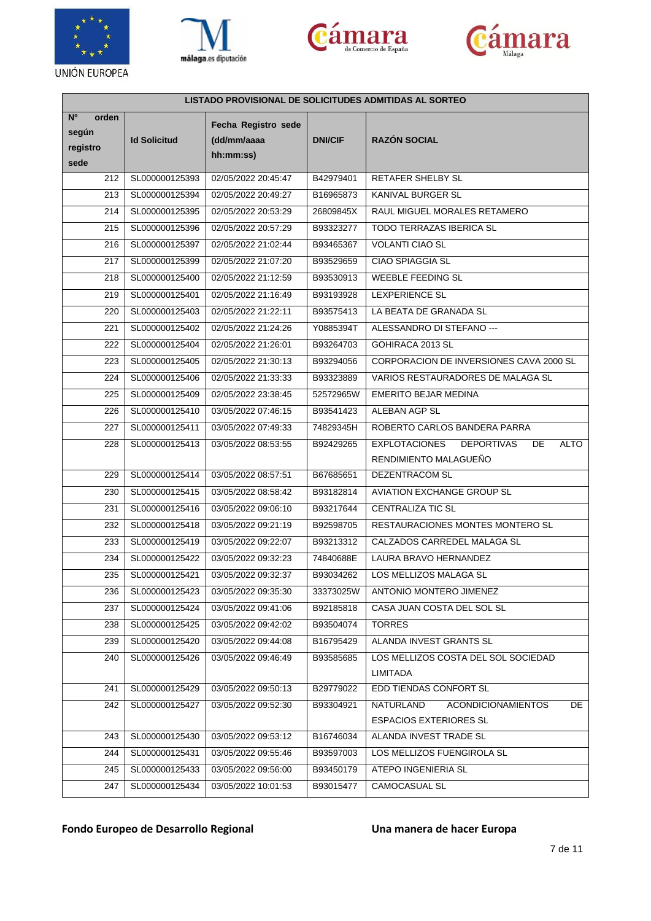| LISTADO PROVISIONAL DE SOLICITUDES ADMITIDAS AL SORTEO | | | | |
|---|---|---|---|---|
| Nº orden según registro sede | Id Solicitud | Fecha Registro sede (dd/mm/aaaa hh:mm:ss) | DNI/CIF | RAZÓN SOCIAL |
| 212 | SL000000125393 | 02/05/2022 20:45:47 | B42979401 | RETAFER SHELBY SL |
| 213 | SL000000125394 | 02/05/2022 20:49:27 | B16965873 | KANIVAL BURGER SL |
| 214 | SL000000125395 | 02/05/2022 20:53:29 | 26809845X | RAUL MIGUEL MORALES RETAMERO |
| 215 | SL000000125396 | 02/05/2022 20:57:29 | B93323277 | TODO TERRAZAS IBERICA SL |
| 216 | SL000000125397 | 02/05/2022 21:02:44 | B93465367 | VOLANTI CIAO SL |
| 217 | SL000000125399 | 02/05/2022 21:07:20 | B93529659 | CIAO SPIAGGIA SL |
| 218 | SL000000125400 | 02/05/2022 21:12:59 | B93530913 | WEEBLE FEEDING SL |
| 219 | SL000000125401 | 02/05/2022 21:16:49 | B93193928 | LEXPERIENCE SL |
| 220 | SL000000125403 | 02/05/2022 21:22:11 | B93575413 | LA BEATA DE GRANADA SL |
| 221 | SL000000125402 | 02/05/2022 21:24:26 | Y0885394T | ALESSANDRO DI STEFANO --- |
| 222 | SL000000125404 | 02/05/2022 21:26:01 | B93264703 | GOHIRACA 2013 SL |
| 223 | SL000000125405 | 02/05/2022 21:30:13 | B93294056 | CORPORACION DE INVERSIONES CAVA 2000 SL |
| 224 | SL000000125406 | 02/05/2022 21:33:33 | B93323889 | VARIOS RESTAURADORES DE MALAGA SL |
| 225 | SL000000125409 | 02/05/2022 23:38:45 | 52572965W | EMERITO BEJAR MEDINA |
| 226 | SL000000125410 | 03/05/2022 07:46:15 | B93541423 | ALEBAN AGP SL |
| 227 | SL000000125411 | 03/05/2022 07:49:33 | 74829345H | ROBERTO CARLOS BANDERA PARRA |
| 228 | SL000000125413 | 03/05/2022 08:53:55 | B92429265 | EXPLOTACIONES DEPORTIVAS DE ALTO RENDIMIENTO MALAGUEÑO |
| 229 | SL000000125414 | 03/05/2022 08:57:51 | B67685651 | DEZENTRACOM SL |
| 230 | SL000000125415 | 03/05/2022 08:58:42 | B93182814 | AVIATION EXCHANGE GROUP SL |
| 231 | SL000000125416 | 03/05/2022 09:06:10 | B93217644 | CENTRALIZA TIC SL |
| 232 | SL000000125418 | 03/05/2022 09:21:19 | B92598705 | RESTAURACIONES MONTES MONTERO SL |
| 233 | SL000000125419 | 03/05/2022 09:22:07 | B93213312 | CALZADOS CARREDEL MALAGA SL |
| 234 | SL000000125422 | 03/05/2022 09:32:23 | 74840688E | LAURA BRAVO HERNANDEZ |
| 235 | SL000000125421 | 03/05/2022 09:32:37 | B93034262 | LOS MELLIZOS MALAGA SL |
| 236 | SL000000125423 | 03/05/2022 09:35:30 | 33373025W | ANTONIO MONTERO JIMENEZ |
| 237 | SL000000125424 | 03/05/2022 09:41:06 | B92185818 | CASA JUAN COSTA DEL SOL SL |
| 238 | SL000000125425 | 03/05/2022 09:42:02 | B93504074 | TORRES |
| 239 | SL000000125420 | 03/05/2022 09:44:08 | B16795429 | ALANDA INVEST GRANTS SL |
| 240 | SL000000125426 | 03/05/2022 09:46:49 | B93585685 | LOS MELLIZOS COSTA DEL SOL SOCIEDAD LIMITADA |
| 241 | SL000000125429 | 03/05/2022 09:50:13 | B29779022 | EDD TIENDAS CONFORT SL |
| 242 | SL000000125427 | 03/05/2022 09:52:30 | B93304921 | NATURLAND ACONDICIONAMIENTOS DE ESPACIOS EXTERIORES SL |
| 243 | SL000000125430 | 03/05/2022 09:53:12 | B16746034 | ALANDA INVEST TRADE SL |
| 244 | SL000000125431 | 03/05/2022 09:55:46 | B93597003 | LOS MELLIZOS FUENGIROLA SL |
| 245 | SL000000125433 | 03/05/2022 09:56:00 | B93450179 | ATEPO INGENIERIA SL |
| 247 | SL000000125434 | 03/05/2022 10:01:53 | B93015477 | CAMOCASUAL SL |

**Fondo Europeo de Desarrollo Regional** **Una manera de hacer Europa**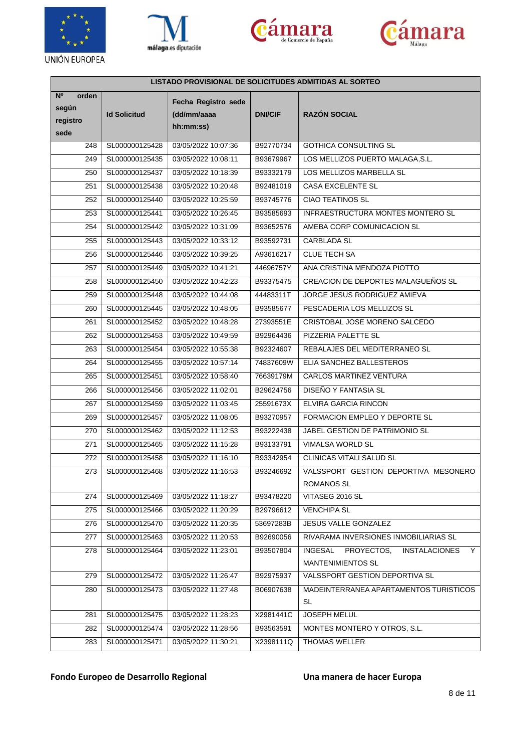| LISTADO PROVISIONAL DE SOLICITUDES ADMITIDAS AL SORTEO | | | | |
|---|---|---|---|---|
| Nº orden según registro sede | Id Solicitud | Fecha Registro sede (dd/mm/aaaa hh:mm:ss) | DNI/CIF | RAZÓN SOCIAL |
| 248 | SL000000125428 | 03/05/2022 10:07:36 | B92770734 | GOTHICA CONSULTING SL |
| 249 | SL000000125435 | 03/05/2022 10:08:11 | B93679967 | LOS MELLIZOS PUERTO MALAGA,S.L. |
| 250 | SL000000125437 | 03/05/2022 10:18:39 | B93332179 | LOS MELLIZOS MARBELLA SL |
| 251 | SL000000125438 | 03/05/2022 10:20:48 | B92481019 | CASA EXCELENTE SL |
| 252 | SL000000125440 | 03/05/2022 10:25:59 | B93745776 | CIAO TEATINOS SL |
| 253 | SL000000125441 | 03/05/2022 10:26:45 | B93585693 | INFRAESTRUCTURA MONTES MONTERO SL |
| 254 | SL000000125442 | 03/05/2022 10:31:09 | B93652576 | AMEBA CORP COMUNICACION SL |
| 255 | SL000000125443 | 03/05/2022 10:33:12 | B93592731 | CARBLADA SL |
| 256 | SL000000125446 | 03/05/2022 10:39:25 | A93616217 | CLUE TECH SA |
| 257 | SL000000125449 | 03/05/2022 10:41:21 | 44696757Y | ANA CRISTINA MENDOZA PIOTTO |
| 258 | SL000000125450 | 03/05/2022 10:42:23 | B93375475 | CREACION DE DEPORTES MALAGUEÑOS SL |
| 259 | SL000000125448 | 03/05/2022 10:44:08 | 44483311T | JORGE JESUS RODRIGUEZ AMIEVA |
| 260 | SL000000125445 | 03/05/2022 10:48:05 | B93585677 | PESCADERIA LOS MELLIZOS SL |
| 261 | SL000000125452 | 03/05/2022 10:48:28 | 27393551E | CRISTOBAL JOSE MORENO SALCEDO |
| 262 | SL000000125453 | 03/05/2022 10:49:59 | B92964436 | PIZZERIA PALETTE SL |
| 263 | SL000000125454 | 03/05/2022 10:55:38 | B92324607 | REBALAJES DEL MEDITERRANEO SL |
| 264 | SL000000125455 | 03/05/2022 10:57:14 | 74837609W | ELIA SANCHEZ BALLESTEROS |
| 265 | SL000000125451 | 03/05/2022 10:58:40 | 76639179M | CARLOS MARTINEZ VENTURA |
| 266 | SL000000125456 | 03/05/2022 11:02:01 | B29624756 | DISEÑO Y FANTASIA SL |
| 267 | SL000000125459 | 03/05/2022 11:03:45 | 25591673X | ELVIRA GARCIA RINCON |
| 269 | SL000000125457 | 03/05/2022 11:08:05 | B93270957 | FORMACION EMPLEO Y DEPORTE SL |
| 270 | SL000000125462 | 03/05/2022 11:12:53 | B93222438 | JABEL GESTION DE PATRIMONIO SL |
| 271 | SL000000125465 | 03/05/2022 11:15:28 | B93133791 | VIMALSA WORLD SL |
| 272 | SL000000125458 | 03/05/2022 11:16:10 | B93342954 | CLINICAS VITALI SALUD SL |
| 273 | SL000000125468 | 03/05/2022 11:16:53 | B93246692 | VALSSPORT GESTION DEPORTIVA MESONERO ROMANOS SL |
| 274 | SL000000125469 | 03/05/2022 11:18:27 | B93478220 | VITASEG 2016 SL |
| 275 | SL000000125466 | 03/05/2022 11:20:29 | B29796612 | VENCHIPA SL |
| 276 | SL000000125470 | 03/05/2022 11:20:35 | 53697283B | JESUS VALLE GONZALEZ |
| 277 | SL000000125463 | 03/05/2022 11:20:53 | B92690056 | RIVARAMA INVERSIONES INMOBILIARIAS SL |
| 278 | SL000000125464 | 03/05/2022 11:23:01 | B93507804 | INGESAL PROYECTOS, INSTALACIONES Y MANTENIMIENTOS SL |
| 279 | SL000000125472 | 03/05/2022 11:26:47 | B92975937 | VALSSPORT GESTION DEPORTIVA SL |
| 280 | SL000000125473 | 03/05/2022 11:27:48 | B06907638 | MADEINTERRANEA APARTAMENTOS TURISTICOS SL |
| 281 | SL000000125475 | 03/05/2022 11:28:23 | X2981441C | JOSEPH MELUL |
| 282 | SL000000125474 | 03/05/2022 11:28:56 | B93563591 | MONTES MONTERO Y OTROS, S.L. |
| 283 | SL000000125471 | 03/05/2022 11:30:21 | X2398111Q | THOMAS WELLER |

**Fondo Europeo de Desarrollo Regional** **Una manera de hacer Europa**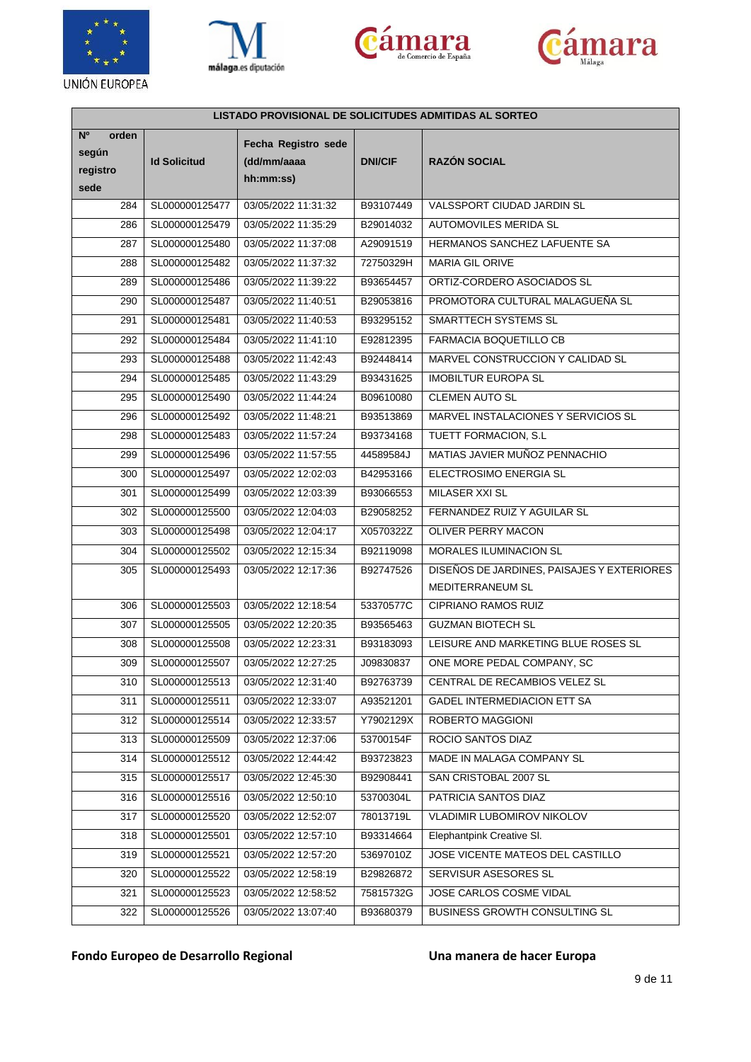| LISTADO PROVISIONAL DE SOLICITUDES ADMITIDAS AL SORTEO | | | | |
|---|---|---|---|---|
| Nº orden según registro sede | Id Solicitud | Fecha Registro sede (dd/mm/aaaa hh:mm:ss) | DNI/CIF | RAZÓN SOCIAL |
| 284 | SL000000125477 | 03/05/2022 11:31:32 | B93107449 | VALSSPORT CIUDAD JARDIN SL |
| 286 | SL000000125479 | 03/05/2022 11:35:29 | B29014032 | AUTOMOVILES MERIDA SL |
| 287 | SL000000125480 | 03/05/2022 11:37:08 | A29091519 | HERMANOS SANCHEZ LAFUENTE SA |
| 288 | SL000000125482 | 03/05/2022 11:37:32 | 72750329H | MARIA GIL ORIVE |
| 289 | SL000000125486 | 03/05/2022 11:39:22 | B93654457 | ORTIZ-CORDERO ASOCIADOS SL |
| 290 | SL000000125487 | 03/05/2022 11:40:51 | B29053816 | PROMOTORA CULTURAL MALAGUEÑA SL |
| 291 | SL000000125481 | 03/05/2022 11:40:53 | B93295152 | SMARTTECH SYSTEMS SL |
| 292 | SL000000125484 | 03/05/2022 11:41:10 | E92812395 | FARMACIA BOQUETILLO CB |
| 293 | SL000000125488 | 03/05/2022 11:42:43 | B92448414 | MARVEL CONSTRUCCION Y CALIDAD SL |
| 294 | SL000000125485 | 03/05/2022 11:43:29 | B93431625 | IMOBILTUR EUROPA SL |
| 295 | SL000000125490 | 03/05/2022 11:44:24 | B09610080 | CLEMEN AUTO SL |
| 296 | SL000000125492 | 03/05/2022 11:48:21 | B93513869 | MARVEL INSTALACIONES Y SERVICIOS SL |
| 298 | SL000000125483 | 03/05/2022 11:57:24 | B93734168 | TUETT FORMACION, S.L |
| 299 | SL000000125496 | 03/05/2022 11:57:55 | 44589584J | MATIAS JAVIER MUÑOZ PENNACHIO |
| 300 | SL000000125497 | 03/05/2022 12:02:03 | B42953166 | ELECTROSIMO ENERGIA SL |
| 301 | SL000000125499 | 03/05/2022 12:03:39 | B93066553 | MILASER XXI SL |
| 302 | SL000000125500 | 03/05/2022 12:04:03 | B29058252 | FERNANDEZ RUIZ Y AGUILAR SL |
| 303 | SL000000125498 | 03/05/2022 12:04:17 | X0570322Z | OLIVER PERRY MACON |
| 304 | SL000000125502 | 03/05/2022 12:15:34 | B92119098 | MORALES ILUMINACION SL |
| 305 | SL000000125493 | 03/05/2022 12:17:36 | B92747526 | DISEÑOS DE JARDINES, PAISAJES Y EXTERIORES MEDITERRANEUM SL |
| 306 | SL000000125503 | 03/05/2022 12:18:54 | 53370577C | CIPRIANO RAMOS RUIZ |
| 307 | SL000000125505 | 03/05/2022 12:20:35 | B93565463 | GUZMAN BIOTECH SL |
| 308 | SL000000125508 | 03/05/2022 12:23:31 | B93183093 | LEISURE AND MARKETING BLUE ROSES SL |
| 309 | SL000000125507 | 03/05/2022 12:27:25 | J09830837 | ONE MORE PEDAL COMPANY, SC |
| 310 | SL000000125513 | 03/05/2022 12:31:40 | B92763739 | CENTRAL DE RECAMBIOS VELEZ SL |
| 311 | SL000000125511 | 03/05/2022 12:33:07 | A93521201 | GADEL INTERMEDIACION ETT SA |
| 312 | SL000000125514 | 03/05/2022 12:33:57 | Y7902129X | ROBERTO MAGGIONI |
| 313 | SL000000125509 | 03/05/2022 12:37:06 | 53700154F | ROCIO SANTOS DIAZ |
| 314 | SL000000125512 | 03/05/2022 12:44:42 | B93723823 | MADE IN MALAGA COMPANY SL |
| 315 | SL000000125517 | 03/05/2022 12:45:30 | B92908441 | SAN CRISTOBAL 2007 SL |
| 316 | SL000000125516 | 03/05/2022 12:50:10 | 53700304L | PATRICIA SANTOS DIAZ |
| 317 | SL000000125520 | 03/05/2022 12:52:07 | 78013719L | VLADIMIR LUBOMIROV NIKOLOV |
| 318 | SL000000125501 | 03/05/2022 12:57:10 | B93314664 | Elephantpink Creative Sl. |
| 319 | SL000000125521 | 03/05/2022 12:57:20 | 53697010Z | JOSE VICENTE MATEOS DEL CASTILLO |
| 320 | SL000000125522 | 03/05/2022 12:58:19 | B29826872 | SERVISUR ASESORES SL |
| 321 | SL000000125523 | 03/05/2022 12:58:52 | 75815732G | JOSE CARLOS COSME VIDAL |
| 322 | SL000000125526 | 03/05/2022 13:07:40 | B93680379 | BUSINESS GROWTH CONSULTING SL |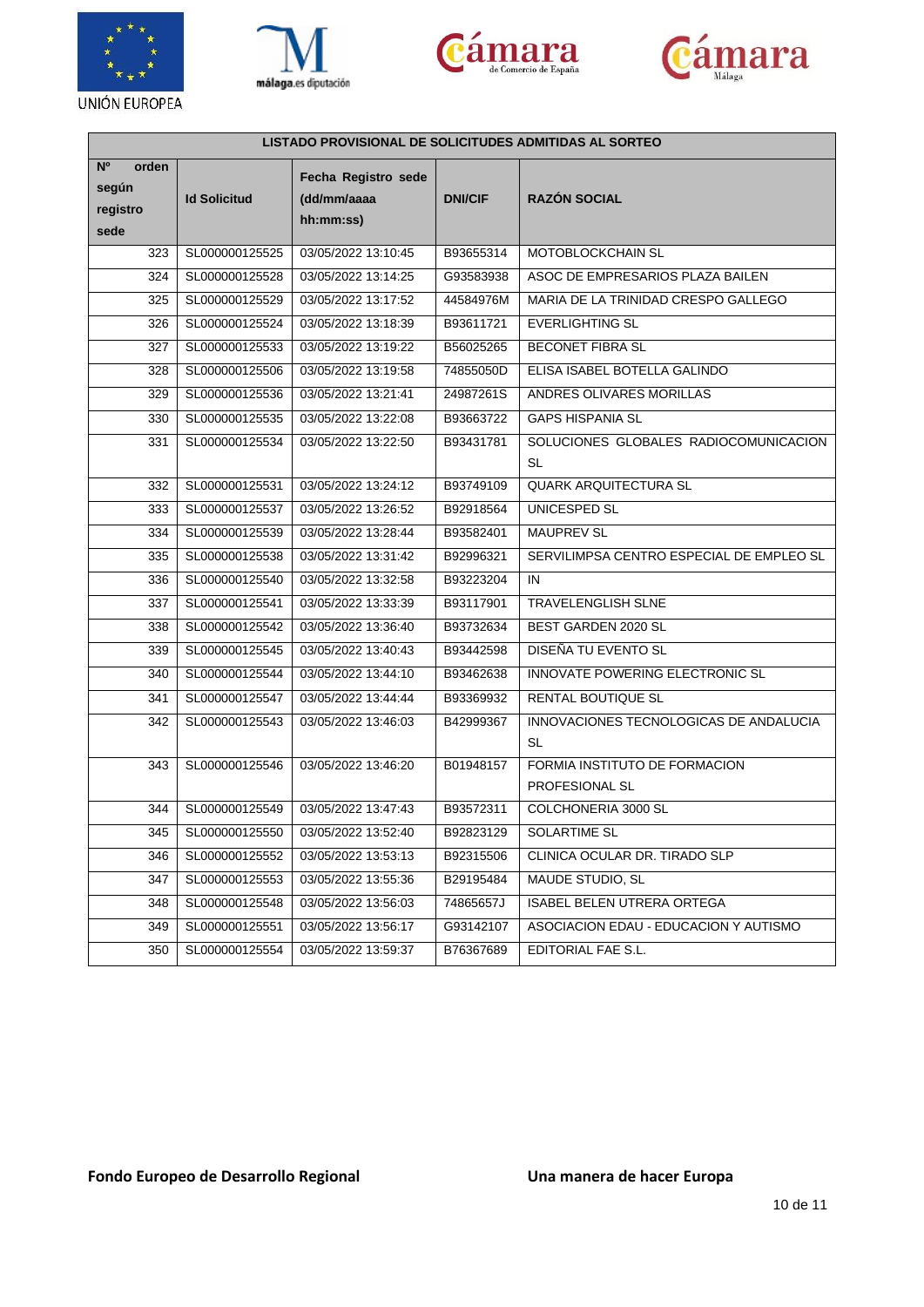| LISTADO PROVISIONAL DE SOLICITUDES ADMITIDAS AL SORTEO | | | | |
|---|---|---|---|---|
| **Nº orden según registro sede** | **Id Solicitud** | **Fecha Registro sede (dd/mm/aaaa hh:mm:ss)** | **DNI/CIF** | **RAZÓN SOCIAL** |
| 323 | SL000000125525 | 03/05/2022 13:10:45 | B93655314 | MOTOBLOCKCHAIN SL |
| 324 | SL000000125528 | 03/05/2022 13:14:25 | G93583938 | ASOC DE EMPRESARIOS PLAZA BAILEN |
| 325 | SL000000125529 | 03/05/2022 13:17:52 | 44584976M | MARIA DE LA TRINIDAD CRESPO GALLEGO |
| 326 | SL000000125524 | 03/05/2022 13:18:39 | B93611721 | EVERLIGHTING SL |
| 327 | SL000000125533 | 03/05/2022 13:19:22 | B56025265 | BECONET FIBRA SL |
| 328 | SL000000125506 | 03/05/2022 13:19:58 | 74855050D | ELISA ISABEL BOTELLA GALINDO |
| 329 | SL000000125536 | 03/05/2022 13:21:41 | 24987261S | ANDRES OLIVARES MORILLAS |
| 330 | SL000000125535 | 03/05/2022 13:22:08 | B93663722 | GAPS HISPANIA SL |
| 331 | SL000000125534 | 03/05/2022 13:22:50 | B93431781 | SOLUCIONES GLOBALES RADIOCOMUNICACION SL |
| 332 | SL000000125531 | 03/05/2022 13:24:12 | B93749109 | QUARK ARQUITECTURA SL |
| 333 | SL000000125537 | 03/05/2022 13:26:52 | B92918564 | UNICESPED SL |
| 334 | SL000000125539 | 03/05/2022 13:28:44 | B93582401 | MAUPREV SL |
| 335 | SL000000125538 | 03/05/2022 13:31:42 | B92996321 | SERVILIMPSA CENTRO ESPECIAL DE EMPLEO SL |
| 336 | SL000000125540 | 03/05/2022 13:32:58 | B93223204 | IN |
| 337 | SL000000125541 | 03/05/2022 13:33:39 | B93117901 | TRAVELENGLISH SLNE |
| 338 | SL000000125542 | 03/05/2022 13:36:40 | B93732634 | BEST GARDEN 2020 SL |
| 339 | SL000000125545 | 03/05/2022 13:40:43 | B93442598 | DISEÑA TU EVENTO SL |
| 340 | SL000000125544 | 03/05/2022 13:44:10 | B93462638 | INNOVATE POWERING ELECTRONIC SL |
| 341 | SL000000125547 | 03/05/2022 13:44:44 | B93369932 | RENTAL BOUTIQUE SL |
| 342 | SL000000125543 | 03/05/2022 13:46:03 | B42999367 | INNOVACIONES TECNOLOGICAS DE ANDALUCIA SL |
| 343 | SL000000125546 | 03/05/2022 13:46:20 | B01948157 | FORMIA INSTITUTO DE FORMACION PROFESIONAL SL |
| 344 | SL000000125549 | 03/05/2022 13:47:43 | B93572311 | COLCHONERIA 3000 SL |
| 345 | SL000000125550 | 03/05/2022 13:52:40 | B92823129 | SOLARTIME SL |
| 346 | SL000000125552 | 03/05/2022 13:53:13 | B92315506 | CLINICA OCULAR DR. TIRADO SLP |
| 347 | SL000000125553 | 03/05/2022 13:55:36 | B29195484 | MAUDE STUDIO, SL |
| 348 | SL000000125548 | 03/05/2022 13:56:03 | 74865657J | ISABEL BELEN UTRERA ORTEGA |
| 349 | SL000000125551 | 03/05/2022 13:56:17 | G93142107 | ASOCIACION EDAU - EDUCACION Y AUTISMO |
| 350 | SL000000125554 | 03/05/2022 13:59:37 | B76367689 | EDITORIAL FAE S.L. |

**Fondo Europeo de Desarrollo Regional** **Una manera de hacer Europa**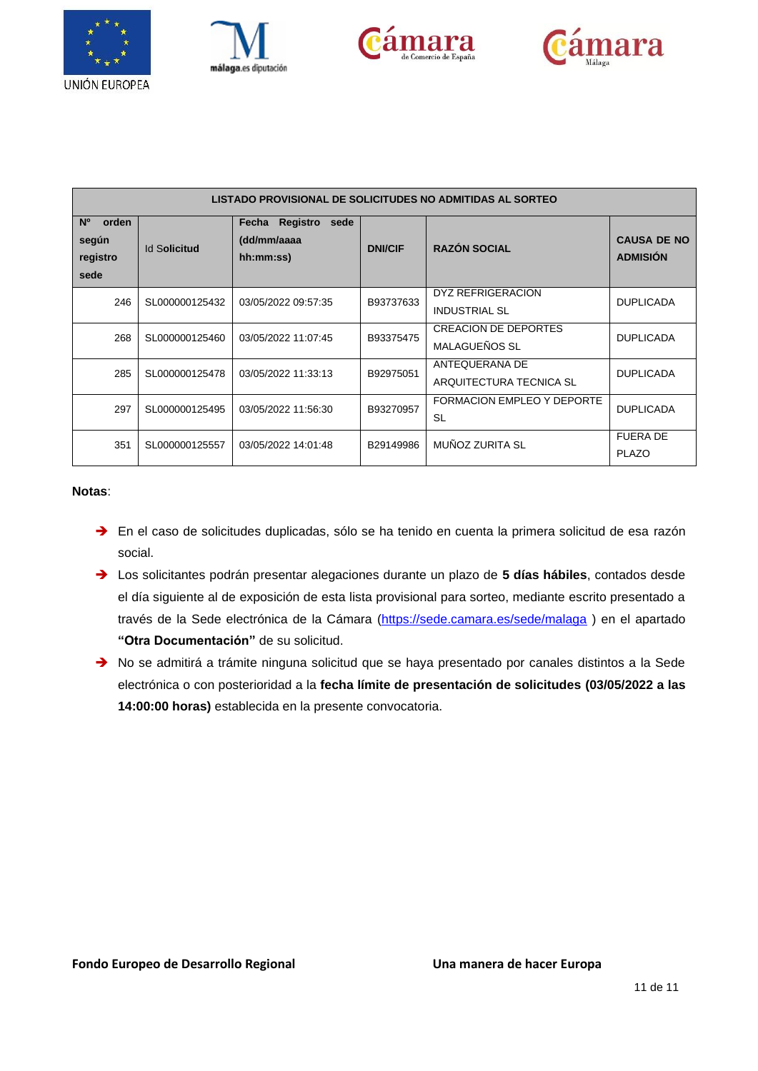| LISTADO PROVISIONAL DE SOLICITUDES NO ADMITIDAS AL SORTEO | | | | | |
|---|---|---|---|---|---|
| **Nº orden según registro sede** | Id **Solicitud** | **Fecha Registro sede (dd/mm/aaaa hh:mm:ss)** | **DNI/CIF** | **RAZÓN SOCIAL** | **CAUSA DE NO ADMISIÓN** |
| 246 | SL000000125432 | 03/05/2022 09:57:35 | B93737633 | DYZ REFRIGERACION INDUSTRIAL SL | DUPLICADA |
| 268 | SL000000125460 | 03/05/2022 11:07:45 | B93375475 | CREACION DE DEPORTES MALAGUEÑOS SL | DUPLICADA |
| 285 | SL000000125478 | 03/05/2022 11:33:13 | B92975051 | ANTEQUERANA DE ARQUITECTURA TECNICA SL | DUPLICADA |
| 297 | SL000000125495 | 03/05/2022 11:56:30 | B93270957 | FORMACION EMPLEO Y DEPORTE SL | DUPLICADA |
| 351 | SL000000125557 | 03/05/2022 14:01:48 | B29149986 | MUÑOZ ZURITA SL | FUERA DE PLAZO |

**Notas**:

- En el caso de solicitudes duplicadas, sólo se ha tenido en cuenta la primera solicitud de esa razón social.
- Los solicitantes podrán presentar alegaciones durante un plazo de **5 días hábiles**, contados desde el día siguiente al de exposición de esta lista provisional para sorteo, mediante escrito presentado a través de la Sede electrónica de la Cámara (https://sede.camara.es/sede/malaga ) en el apartado **"Otra Documentación"** de su solicitud.
- No se admitirá a trámite ninguna solicitud que se haya presentado por canales distintos a la Sede electrónica o con posterioridad a la **fecha límite de presentación de solicitudes (03/05/2022 a las 14:00:00 horas)** establecida en la presente convocatoria.